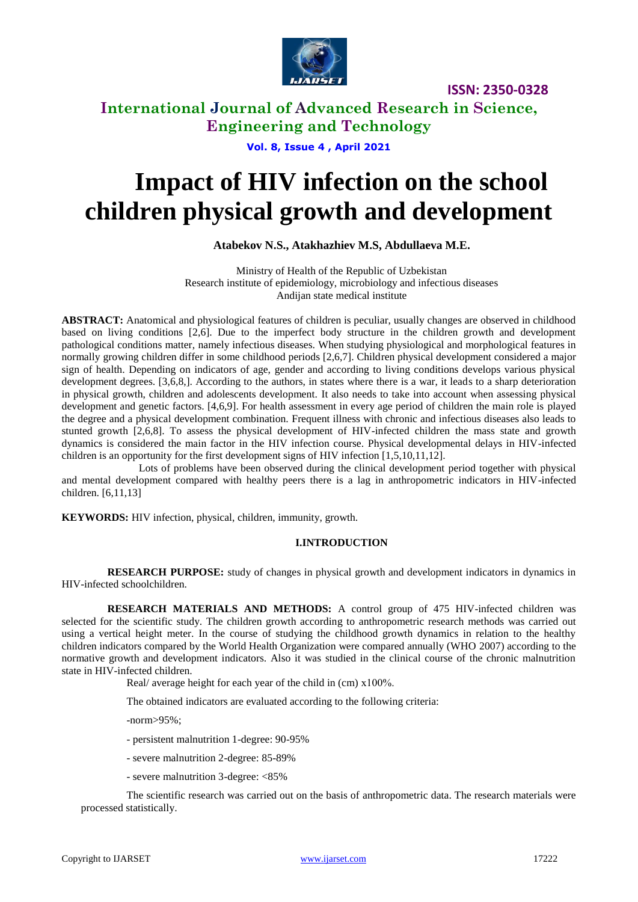# Impact of HIV infection on the school children physical growth and development

**Atabekov N.S., Atakhazhiev M.S, Abdullaeva M.E.**

Ministry of Health of the Republic of Uzbekistan
Research institute of epidemiology, microbiology and infectious diseases
Andijan state medical institute

**ABSTRACT:** Anatomical and physiological features of children is peculiar, usually changes are observed in childhood based on living conditions [2,6]. Due to the imperfect body structure in the children growth and development pathological conditions matter, namely infectious diseases. When studying physiological and morphological features in normally growing children differ in some childhood periods [2,6,7]. Children physical development considered a major sign of health. Depending on indicators of age, gender and according to living conditions develops various physical development degrees. [3,6,8,]. According to the authors, in states where there is a war, it leads to a sharp deterioration in physical growth, children and adolescents development. It also needs to take into account when assessing physical development and genetic factors. [4,6,9]. For health assessment in every age period of children the main role is played the degree and a physical development combination. Frequent illness with chronic and infectious diseases also leads to stunted growth [2,6,8]. To assess the physical development of HIV-infected children the mass state and growth dynamics is considered the main factor in the HIV infection course. Physical developmental delays in HIV-infected children is an opportunity for the first development signs of HIV infection [1,5,10,11,12].

Lots of problems have been observed during the clinical development period together with physical and mental development compared with healthy peers there is a lag in anthropometric indicators in HIV-infected children. [6,11,13]

**KEYWORDS:** HIV infection, physical, children, immunity, growth.

## I.INTRODUCTION

**RESEARCH PURPOSE:** study of changes in physical growth and development indicators in dynamics in HIV-infected schoolchildren.

**RESEARCH MATERIALS AND METHODS:** A control group of 475 HIV-infected children was selected for the scientific study. The children growth according to anthropometric research methods was carried out using a vertical height meter. In the course of studying the childhood growth dynamics in relation to the healthy children indicators compared by the World Health Organization were compared annually (WHO 2007) according to the normative growth and development indicators. Also it was studied in the clinical course of the chronic malnutrition state in HIV-infected children.

Real/ average height for each year of the child in (cm) x100%.

The obtained indicators are evaluated according to the following criteria:

-norm>95%;

- persistent malnutrition 1-degree: 90-95%

- severe malnutrition 2-degree: 85-89%

- severe malnutrition 3-degree: <85%

The scientific research was carried out on the basis of anthropometric data. The research materials were processed statistically.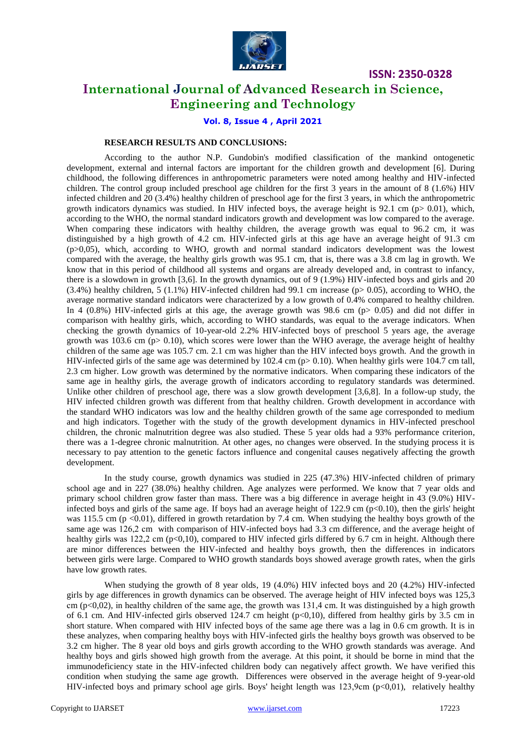**RESEARCH RESULTS AND CONCLUSIONS:**

According to the author N.P. Gundobin's modified classification of the mankind ontogenetic development, external and internal factors are important for the children growth and development [6]. During childhood, the following differences in anthropometric parameters were noted among healthy and HIV-infected children. The control group included preschool age children for the first 3 years in the amount of 8 (1.6%) HIV infected children and 20 (3.4%) healthy children of preschool age for the first 3 years, in which the anthropometric growth indicators dynamics was studied. In HIV infected boys, the average height is 92.1 cm ($p > 0.01$), which, according to the WHO, the normal standard indicators growth and development was low compared to the average. When comparing these indicators with healthy children, the average growth was equal to 96.2 cm, it was distinguished by a high growth of 4.2 cm. HIV-infected girls at this age have an average height of 91.3 cm ($p > 0,05$), which, according to WHO, growth and normal standard indicators development was the lowest compared with the average, the healthy girls growth was 95.1 cm, that is, there was a 3.8 cm lag in growth. We know that in this period of childhood all systems and organs are already developed and, in contrast to infancy, there is a slowdown in growth [3,6]. In the growth dynamics, out of 9 (1.9%) HIV-infected boys and girls and 20 (3.4%) healthy children, 5 (1.1%) HIV-infected children had 99.1 cm increase ($p > 0.05$), according to WHO, the average normative standard indicators were characterized by a low growth of 0.4% compared to healthy children. In 4 (0.8%) HIV-infected girls at this age, the average growth was 98.6 cm ($p > 0.05$) and did not differ in comparison with healthy girls, which, according to WHO standards, was equal to the average indicators. When checking the growth dynamics of 10-year-old 2.2% HIV-infected boys of preschool 5 years age, the average growth was 103.6 cm ($p > 0.10$), which scores were lower than the WHO average, the average height of healthy children of the same age was 105.7 cm. 2.1 cm was higher than the HIV infected boys growth. And the growth in HIV-infected girls of the same age was determined by 102.4 cm ($p > 0.10$). When healthy girls were 104.7 cm tall, 2.3 cm higher. Low growth was determined by the normative indicators. When comparing these indicators of the same age in healthy girls, the average growth of indicators according to regulatory standards was determined. Unlike other children of preschool age, there was a slow growth development [3,6,8]. In a follow-up study, the HIV infected children growth was different from that healthy children. Growth development in accordance with the standard WHO indicators was low and the healthy children growth of the same age corresponded to medium and high indicators. Together with the study of the growth development dynamics in HIV-infected preschool children, the chronic malnutrition degree was also studied. These 5 year olds had a 93% performance criterion, there was a 1-degree chronic malnutrition. At other ages, no changes were observed. In the studying process it is necessary to pay attention to the genetic factors influence and congenital causes negatively affecting the growth development.

In the study course, growth dynamics was studied in 225 (47.3%) HIV-infected children of primary school age and in 227 (38.0%) healthy children. Age analyzes were performed. We know that 7 year olds and primary school children grow faster than mass. There was a big difference in average height in 43 (9.0%) HIV-infected boys and girls of the same age. If boys had an average height of 122.9 cm ($p < 0.10$), then the girls' height was 115.5 cm ($p < 0.01$), differed in growth retardation by 7.4 cm. When studying the healthy boys growth of the same age was 126,2 cm with comparison of HIV-infected boys had 3.3 cm difference, and the average height of healthy girls was 122,2 cm ($p < 0,10$), compared to HIV infected girls differed by 6.7 cm in height. Although there are minor differences between the HIV-infected and healthy boys growth, then the differences in indicators between girls were large. Compared to WHO growth standards boys showed average growth rates, when the girls have low growth rates.

When studying the growth of 8 year olds, 19 (4.0%) HIV infected boys and 20 (4.2%) HIV-infected girls by age differences in growth dynamics can be observed. The average height of HIV infected boys was 125,3 cm ($p < 0,02$), in healthy children of the same age, the growth was 131,4 cm. It was distinguished by a high growth of 6.1 cm. And HIV-infected girls observed 124.7 cm height ($p < 0,10$), differed from healthy girls by 3.5 cm in short stature. When compared with HIV infected boys of the same age there was a lag in 0.6 cm growth. It is in these analyzes, when comparing healthy boys with HIV-infected girls the healthy boys growth was observed to be 3.2 cm higher. The 8 year old boys and girls growth according to the WHO growth standards was average. And healthy boys and girls showed high growth from the average. At this point, it should be borne in mind that the immunodeficiency state in the HIV-infected children body can negatively affect growth. We have verified this condition when studying the same age growth. Differences were observed in the average height of 9-year-old HIV-infected boys and primary school age girls. Boys' height length was 123,9cm ($p < 0,01$), relatively healthy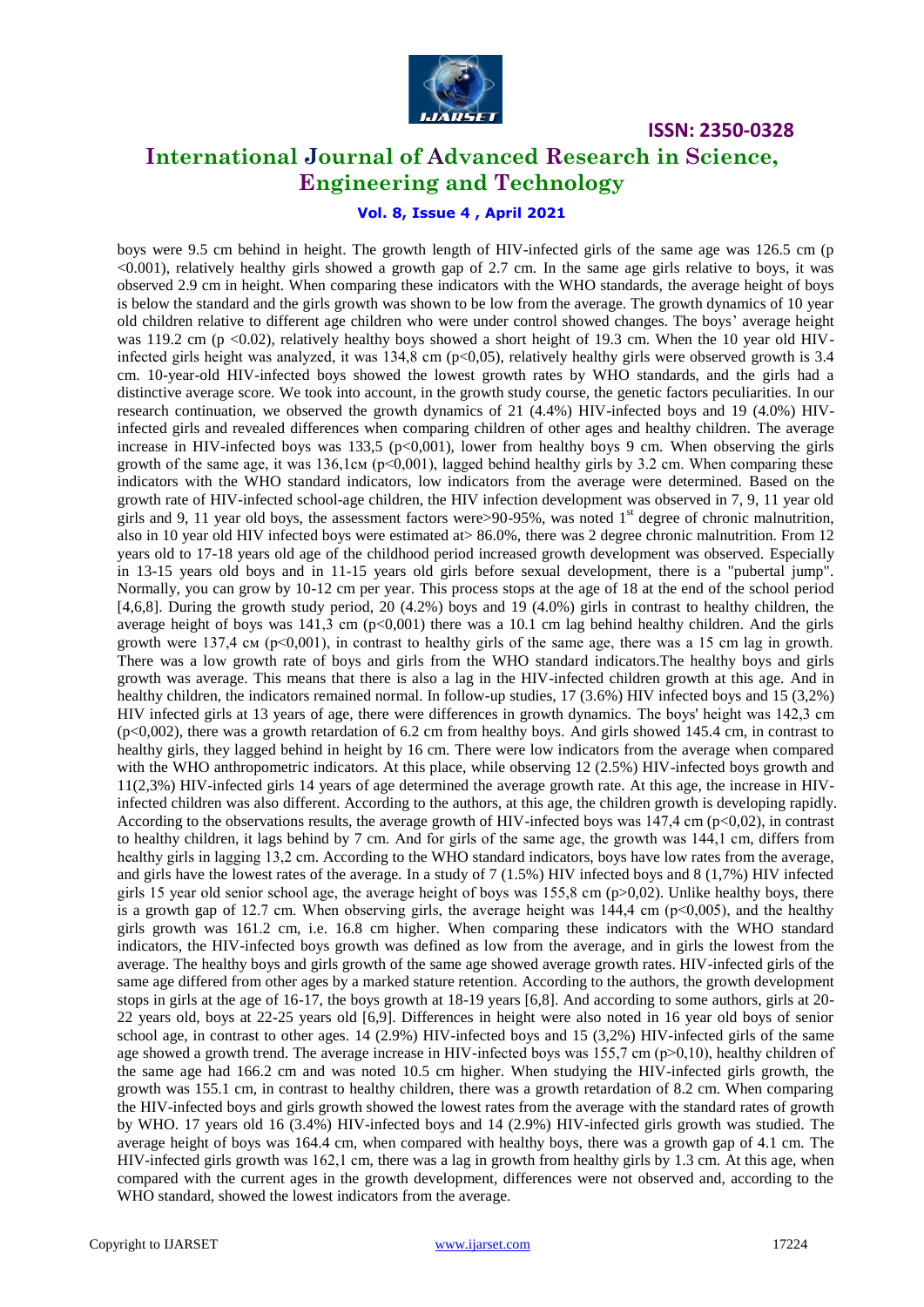boys were 9.5 cm behind in height. The growth length of HIV-infected girls of the same age was 126.5 cm ($p < 0.001$), relatively healthy girls showed a growth gap of 2.7 cm. In the same age girls relative to boys, it was observed 2.9 cm in height. When comparing these indicators with the WHO standards, the average height of boys is below the standard and the girls growth was shown to be low from the average. The growth dynamics of 10 year old children relative to different age children who were under control showed changes. The boys' average height was 119.2 cm ($p < 0.02$), relatively healthy boys showed a short height of 19.3 cm. When the 10 year old HIV-infected girls height was analyzed, it was 134,8 cm ($p<0,05$), relatively healthy girls were observed growth is 3.4 cm. 10-year-old HIV-infected boys showed the lowest growth rates by WHO standards, and the girls had a distinctive average score. We took into account, in the growth study course, the genetic factors peculiarities. In our research continuation, we observed the growth dynamics of 21 (4.4%) HIV-infected boys and 19 (4.0%) HIV-infected girls and revealed differences when comparing children of other ages and healthy children. The average increase in HIV-infected boys was 133,5 ($p<0,001$), lower from healthy boys 9 cm. When observing the girls growth of the same age, it was 136,1см ($p<0,001$), lagged behind healthy girls by 3.2 cm. When comparing these indicators with the WHO standard indicators, low indicators from the average were determined. Based on the growth rate of HIV-infected school-age children, the HIV infection development was observed in 7, 9, 11 year old girls and 9, 11 year old boys, the assessment factors were>90-95%, was noted 1st degree of chronic malnutrition, also in 10 year old HIV infected boys were estimated at> 86.0%, there was 2 degree chronic malnutrition. From 12 years old to 17-18 years old age of the childhood period increased growth development was observed. Especially in 13-15 years old boys and in 11-15 years old girls before sexual development, there is a "pubertal jump". Normally, you can grow by 10-12 cm per year. This process stops at the age of 18 at the end of the school period [4,6,8]. During the growth study period, 20 (4.2%) boys and 19 (4.0%) girls in contrast to healthy children, the average height of boys was 141,3 cm ($p<0,001$) there was a 10.1 cm lag behind healthy children. And the girls growth were 137,4 см ($p<0,001$), in contrast to healthy girls of the same age, there was a 15 cm lag in growth. There was a low growth rate of boys and girls from the WHO standard indicators.The healthy boys and girls growth was average. This means that there is also a lag in the HIV-infected children growth at this age. And in healthy children, the indicators remained normal. In follow-up studies, 17 (3.6%) HIV infected boys and 15 (3,2%) HIV infected girls at 13 years of age, there were differences in growth dynamics. The boys' height was 142,3 cm ($p<0,002$), there was a growth retardation of 6.2 cm from healthy boys. And girls showed 145.4 cm, in contrast to healthy girls, they lagged behind in height by 16 cm. There were low indicators from the average when compared with the WHO anthropometric indicators. At this place, while observing 12 (2.5%) HIV-infected boys growth and 11(2,3%) HIV-infected girls 14 years of age determined the average growth rate. At this age, the increase in HIV-infected children was also different. According to the authors, at this age, the children growth is developing rapidly. According to the observations results, the average growth of HIV-infected boys was 147,4 cm ($p<0,02$), in contrast to healthy children, it lags behind by 7 cm. And for girls of the same age, the growth was 144,1 cm, differs from healthy girls in lagging 13,2 cm. According to the WHO standard indicators, boys have low rates from the average, and girls have the lowest rates of the average. In a study of 7 (1.5%) HIV infected boys and 8 (1,7%) HIV infected girls 15 year old senior school age, the average height of boys was 155,8 cm ($p>0,02$). Unlike healthy boys, there is a growth gap of 12.7 cm. When observing girls, the average height was 144,4 cm ($p<0,005$), and the healthy girls growth was 161.2 cm, i.e. 16.8 cm higher. When comparing these indicators with the WHO standard indicators, the HIV-infected boys growth was defined as low from the average, and in girls the lowest from the average. The healthy boys and girls growth of the same age showed average growth rates. HIV-infected girls of the same age differed from other ages by a marked stature retention. According to the authors, the growth development stops in girls at the age of 16-17, the boys growth at 18-19 years [6,8]. And according to some authors, girls at 20-22 years old, boys at 22-25 years old [6,9]. Differences in height were also noted in 16 year old boys of senior school age, in contrast to other ages. 14 (2.9%) HIV-infected boys and 15 (3,2%) HIV-infected girls of the same age showed a growth trend. The average increase in HIV-infected boys was 155,7 cm ($p>0,10$), healthy children of the same age had 166.2 cm and was noted 10.5 cm higher. When studying the HIV-infected girls growth, the growth was 155.1 cm, in contrast to healthy children, there was a growth retardation of 8.2 cm. When comparing the HIV-infected boys and girls growth showed the lowest rates from the average with the standard rates of growth by WHO. 17 years old 16 (3.4%) HIV-infected boys and 14 (2.9%) HIV-infected girls growth was studied. The average height of boys was 164.4 cm, when compared with healthy boys, there was a growth gap of 4.1 cm. The HIV-infected girls growth was 162,1 cm, there was a lag in growth from healthy girls by 1.3 cm. At this age, when compared with the current ages in the growth development, differences were not observed and, according to the WHO standard, showed the lowest indicators from the average.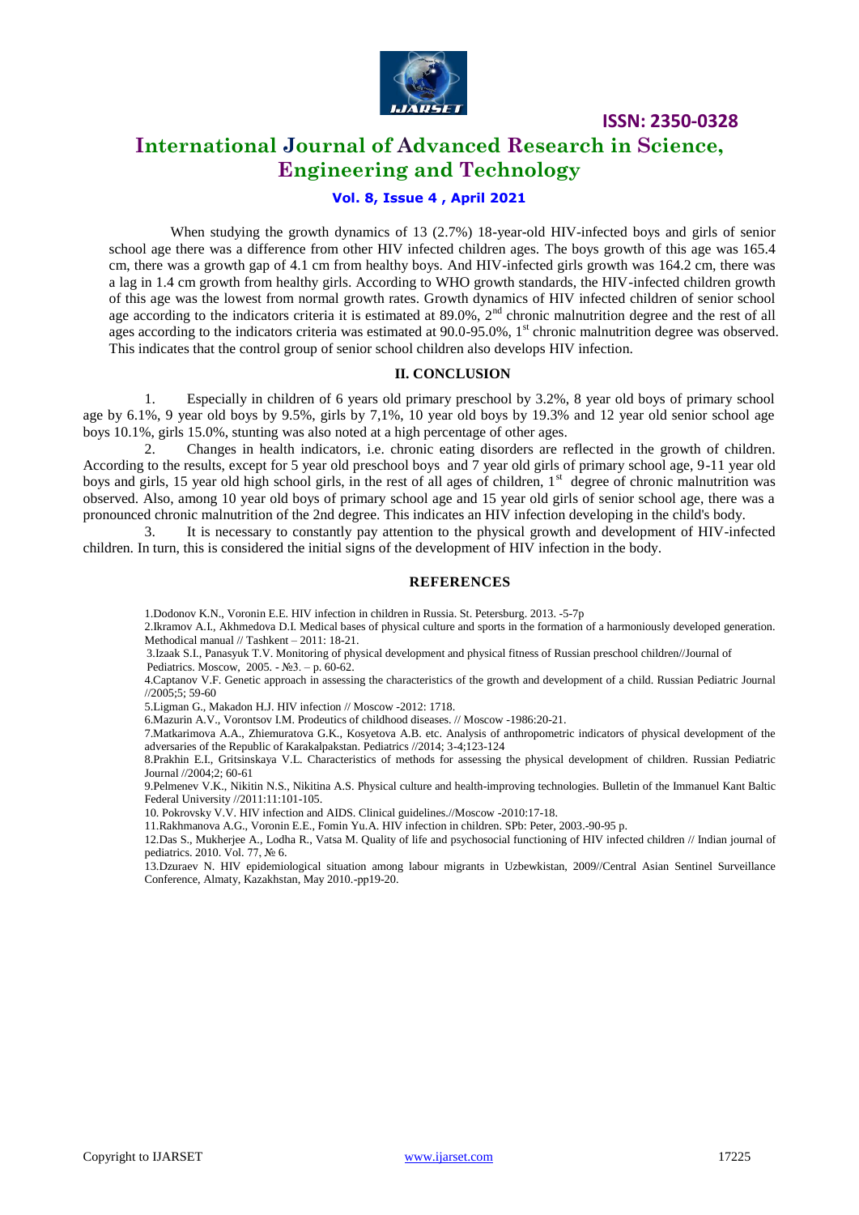When studying the growth dynamics of 13 (2.7%) 18-year-old HIV-infected boys and girls of senior school age there was a difference from other HIV infected children ages. The boys growth of this age was 165.4 cm, there was a growth gap of 4.1 cm from healthy boys. And HIV-infected girls growth was 164.2 cm, there was a lag in 1.4 cm growth from healthy girls. According to WHO growth standards, the HIV-infected children growth of this age was the lowest from normal growth rates. Growth dynamics of HIV infected children of senior school age according to the indicators criteria it is estimated at 89.0%, 2nd chronic malnutrition degree and the rest of all ages according to the indicators criteria was estimated at 90.0-95.0%, 1st chronic malnutrition degree was observed. This indicates that the control group of senior school children also develops HIV infection.

## II. CONCLUSION

1. Especially in children of 6 years old primary preschool by 3.2%, 8 year old boys of primary school age by 6.1%, 9 year old boys by 9.5%, girls by 7,1%, 10 year old boys by 19.3% and 12 year old senior school age boys 10.1%, girls 15.0%, stunting was also noted at a high percentage of other ages.
2. Changes in health indicators, i.e. chronic eating disorders are reflected in the growth of children. According to the results, except for 5 year old preschool boys and 7 year old girls of primary school age, 9-11 year old boys and girls, 15 year old high school girls, in the rest of all ages of children, 1st degree of chronic malnutrition was observed. Also, among 10 year old boys of primary school age and 15 year old girls of senior school age, there was a pronounced chronic malnutrition of the 2nd degree. This indicates an HIV infection developing in the child's body.
3. It is necessary to constantly pay attention to the physical growth and development of HIV-infected children. In turn, this is considered the initial signs of the development of HIV infection in the body.

## REFERENCES

1. Dodonov K.N., Voronin E.E. HIV infection in children in Russia. St. Petersburg. 2013. -5-7p
2. Ikramov A.I., Akhmedova D.I. Medical bases of physical culture and sports in the formation of a harmoniously developed generation. Methodical manual // Tashkent – 2011: 18-21.
3. Izaak S.I., Panasyuk T.V. Monitoring of physical development and physical fitness of Russian preschool children//Journal of Pediatrics. Moscow, 2005. - №3. – p. 60-62.
4. Captanov V.F. Genetic approach in assessing the characteristics of the growth and development of a child. Russian Pediatric Journal //2005;5; 59-60
5. Ligman G., Makadon H.J. HIV infection // Moscow -2012: 1718.
6. Mazurin A.V., Vorontsov I.M. Prodeutics of childhood diseases. // Moscow -1986:20-21.
7. Matkarimova A.A., Zhiemuratova G.K., Kosyetova A.B. etc. Analysis of anthropometric indicators of physical development of the adversaries of the Republic of Karakalpakstan. Pediatrics //2014; 3-4;123-124
8. Prakhin E.I., Gritsinskaya V.L. Characteristics of methods for assessing the physical development of children. Russian Pediatric Journal //2004;2; 60-61
9. Pelmenev V.K., Nikitin N.S., Nikitina A.S. Physical culture and health-improving technologies. Bulletin of the Immanuel Kant Baltic Federal University //2011:11:101-105.
10. Pokrovsky V.V. HIV infection and AIDS. Clinical guidelines.//Moscow -2010:17-18.
11. Rakhmanova A.G., Voronin E.E., Fomin Yu.A. HIV infection in children. SPb: Peter, 2003.-90-95 p.
12. Das S., Mukherjee A., Lodha R., Vatsa M. Quality of life and psychosocial functioning of HIV infected children // Indian journal of pediatrics. 2010. Vol. 77, № 6.
13. Dzuraev N. HIV epidemiological situation among labour migrants in Uzbewkistan, 2009//Central Asian Sentinel Surveillance Conference, Almaty, Kazakhstan, May 2010.-pp19-20.